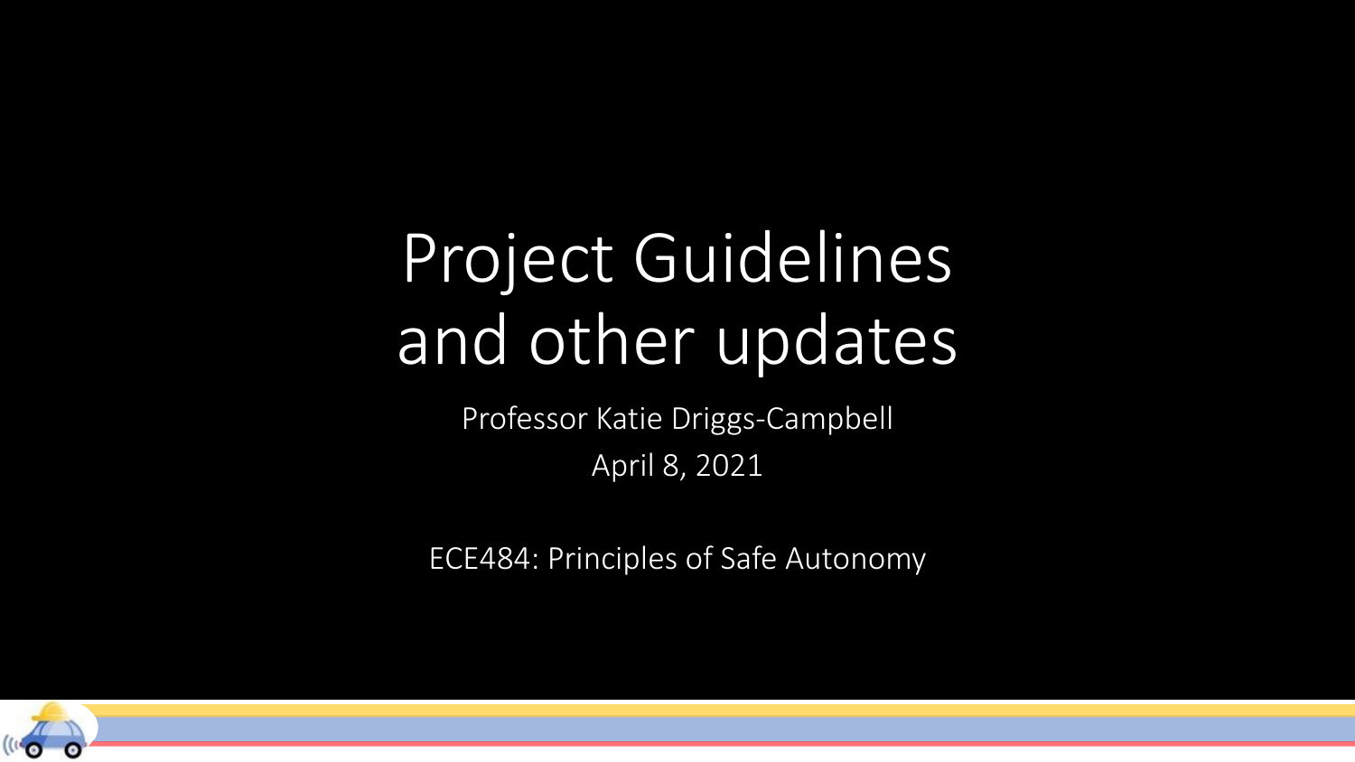# Project Guidelines and other updates

Professor Katie Driggs-Campbell

April 8, 2021

ECE484: Principles of Safe Autonomy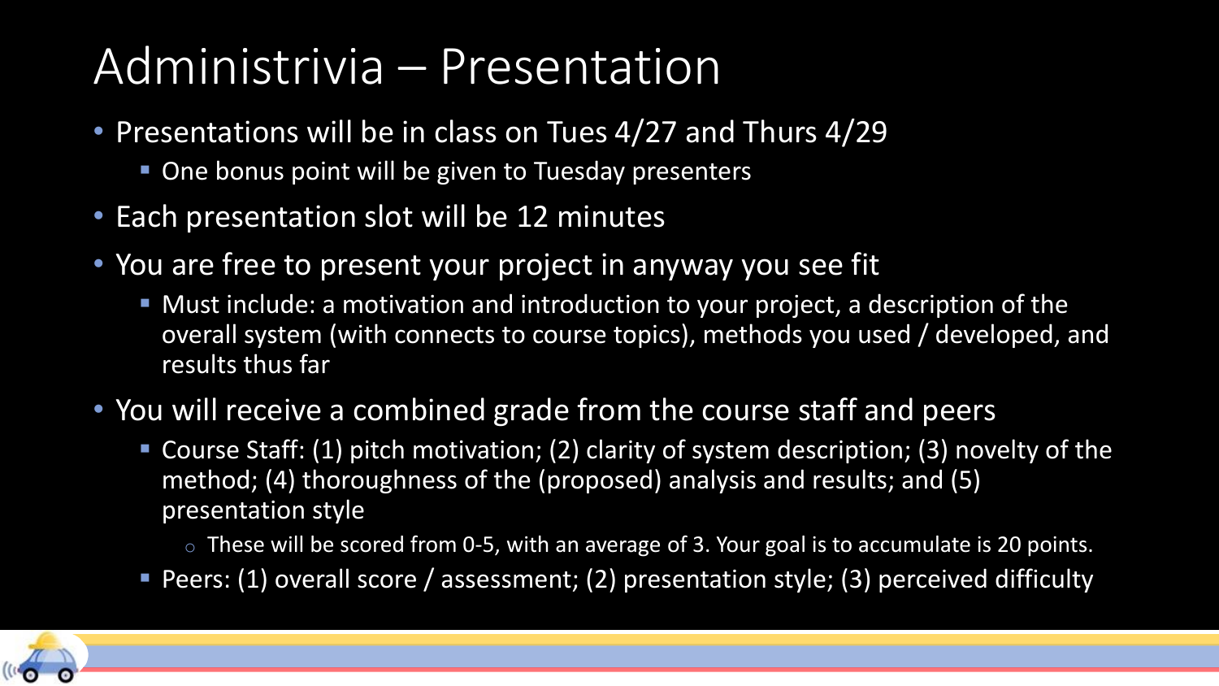# Administrivia – Presentation

- Presentations will be in class on Tues 4/27 and Thurs 4/29
  - One bonus point will be given to Tuesday presenters
- Each presentation slot will be 12 minutes
- You are free to present your project in anyway you see fit
  - Must include: a motivation and introduction to your project, a description of the overall system (with connects to course topics), methods you used / developed, and results thus far
- You will receive a combined grade from the course staff and peers
  - Course Staff: (1) pitch motivation; (2) clarity of system description; (3) novelty of the method; (4) thoroughness of the (proposed) analysis and results; and (5) presentation style
    - These will be scored from 0-5, with an average of 3. Your goal is to accumulate is 20 points.
  - Peers: (1) overall score / assessment; (2) presentation style; (3) perceived difficulty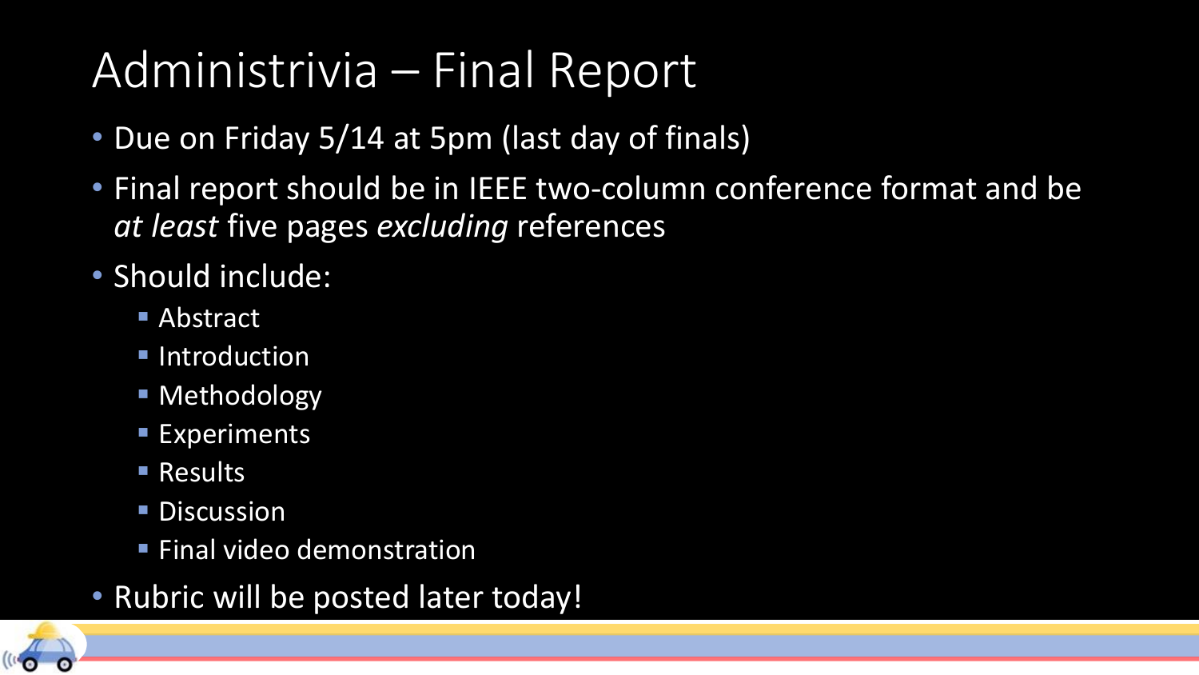# Administrivia – Final Report

- Due on Friday 5/14 at 5pm (last day of finals)
- Final report should be in IEEE two-column conference format and be *at least* five pages *excluding* references
- Should include:
  - Abstract
  - Introduction
  - Methodology
  - Experiments
  - Results
  - Discussion
  - Final video demonstration
- Rubric will be posted later today!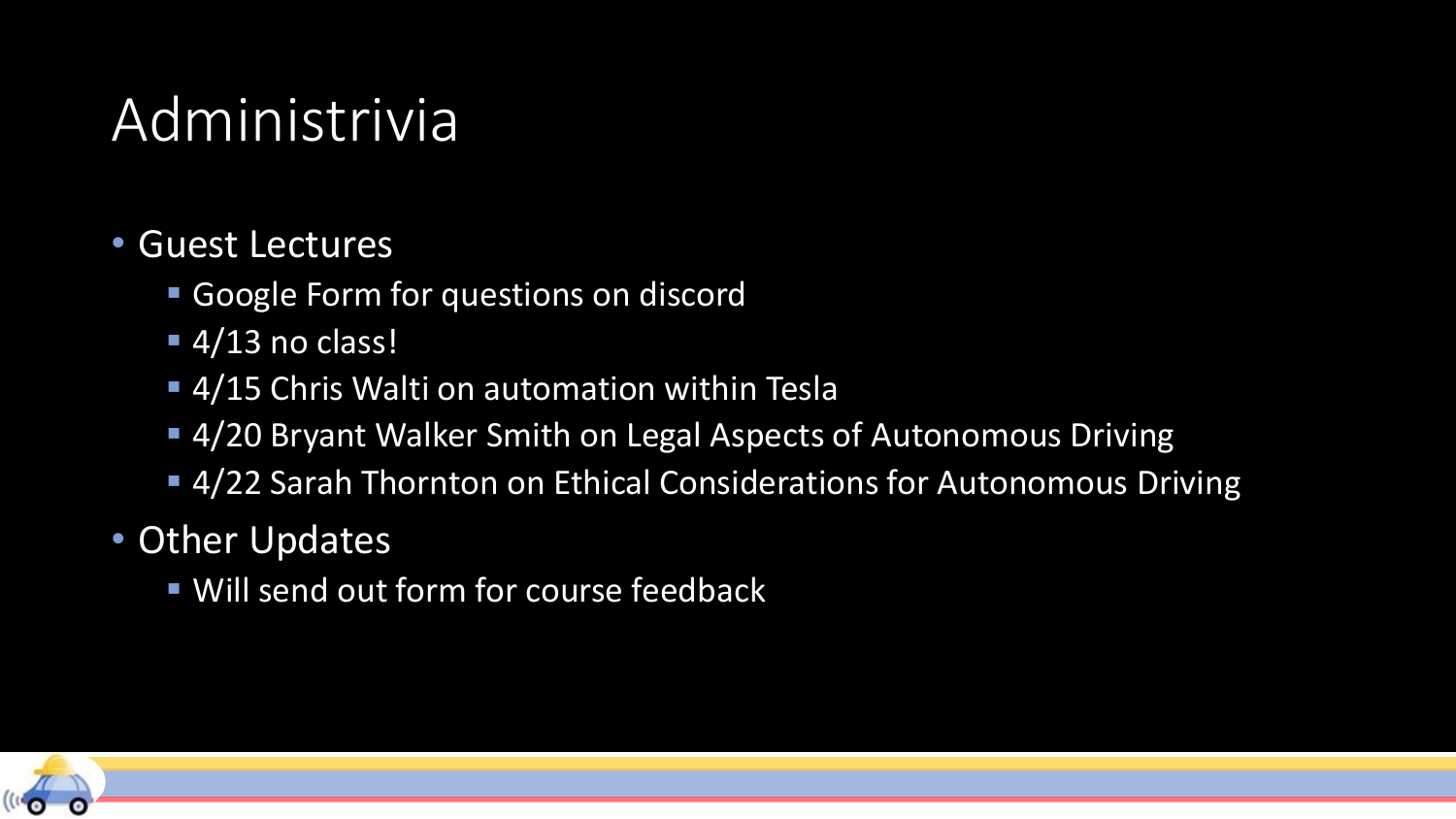# Administrivia

- Guest Lectures
  - Google Form for questions on discord
  - 4/13 no class!
  - 4/15 Chris Walti on automation within Tesla
  - 4/20 Bryant Walker Smith on Legal Aspects of Autonomous Driving
  - 4/22 Sarah Thornton on Ethical Considerations for Autonomous Driving
- Other Updates
  - Will send out form for course feedback